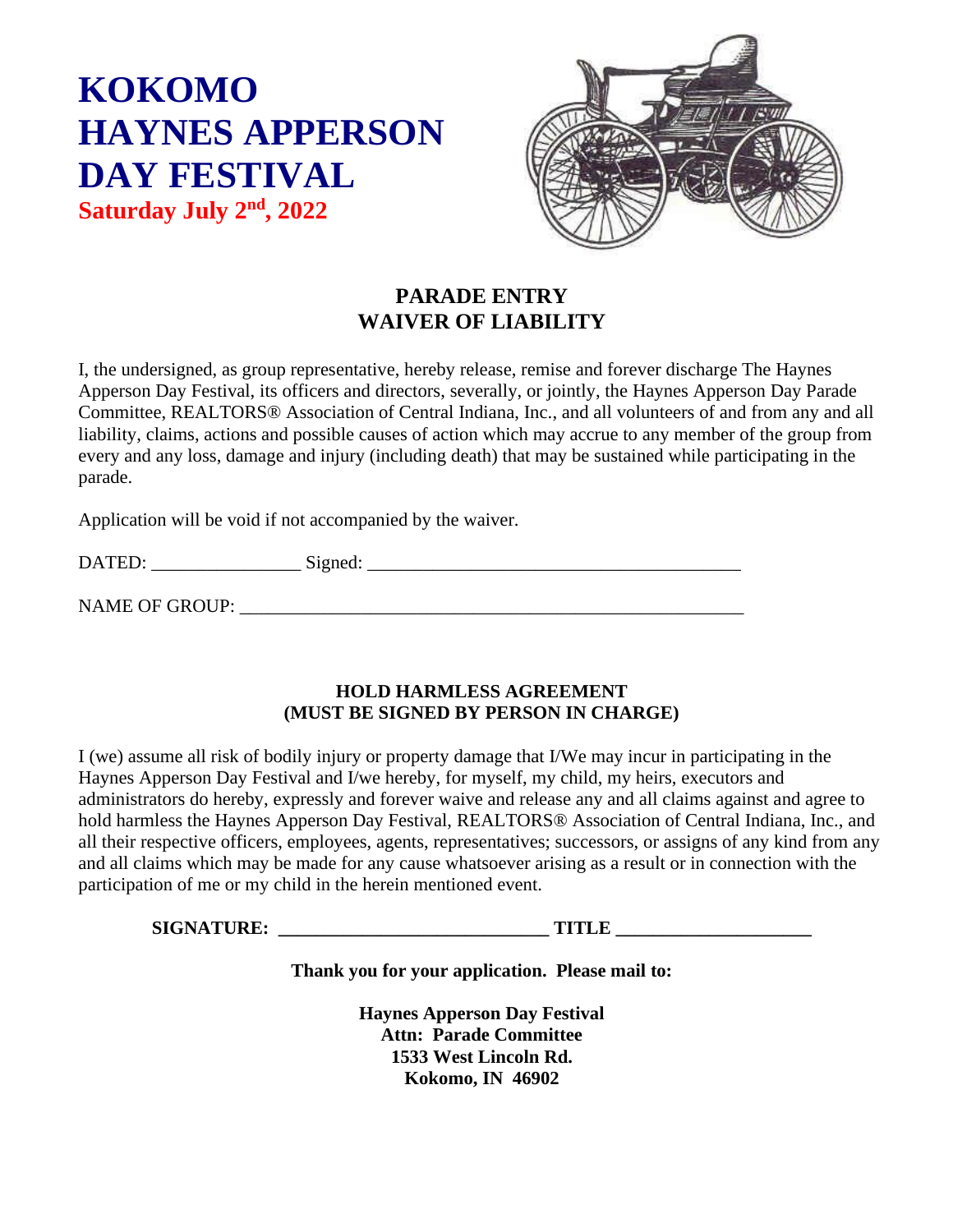# KOKOMO HAYNES APPERSON DAY FESTIVAL

**Saturday July 2nd, 2022**

## PARADE ENTRY
## WAIVER OF LIABILITY

I, the undersigned, as group representative, hereby release, remise and forever discharge The Haynes Apperson Day Festival, its officers and directors, severally, or jointly, the Haynes Apperson Day Parade Committee, REALTORS® Association of Central Indiana, Inc., and all volunteers of and from any and all liability, claims, actions and possible causes of action which may accrue to any member of the group from every and any loss, damage and injury (including death) that may be sustained while participating in the parade.

Application will be void if not accompanied by the waiver.

DATED: ________________ Signed: ________________________________________

NAME OF GROUP: _______________________________________________________

### HOLD HARMLESS AGREEMENT
### (MUST BE SIGNED BY PERSON IN CHARGE)

I (we) assume all risk of bodily injury or property damage that I/We may incur in participating in the Haynes Apperson Day Festival and I/we hereby, for myself, my child, my heirs, executors and administrators do hereby, expressly and forever waive and release any and all claims against and agree to hold harmless the Haynes Apperson Day Festival, REALTORS® Association of Central Indiana, Inc., and all their respective officers, employees, agents, representatives; successors, or assigns of any kind from any and all claims which may be made for any cause whatsoever arising as a result or in connection with the participation of me or my child in the herein mentioned event.

**SIGNATURE: _____________________________ TITLE _____________________**

**Thank you for your application. Please mail to:**

**Haynes Apperson Day Festival**
**Attn: Parade Committee**
**1533 West Lincoln Rd.**
**Kokomo, IN 46902**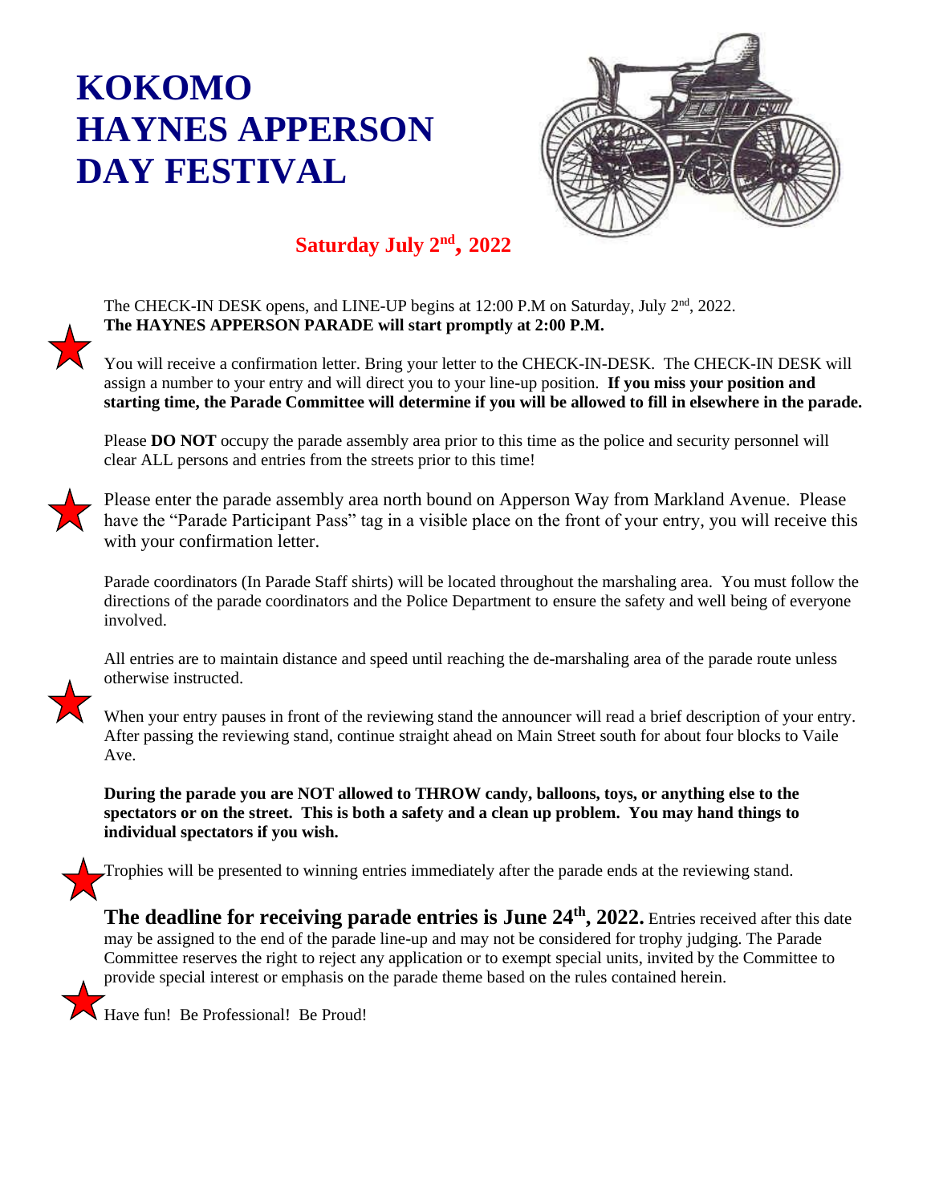# KOKOMO HAYNES APPERSON DAY FESTIVAL

**Saturday July 2nd, 2022**

The CHECK-IN DESK opens, and LINE-UP begins at 12:00 P.M on Saturday, July 2nd, 2022.
**The HAYNES APPERSON PARADE will start promptly at 2:00 P.M.**

You will receive a confirmation letter. Bring your letter to the CHECK-IN-DESK. The CHECK-IN DESK will assign a number to your entry and will direct you to your line-up position. **If you miss your position and starting time, the Parade Committee will determine if you will be allowed to fill in elsewhere in the parade.**

Please **DO NOT** occupy the parade assembly area prior to this time as the police and security personnel will clear ALL persons and entries from the streets prior to this time!

Please enter the parade assembly area north bound on Apperson Way from Markland Avenue. Please have the "Parade Participant Pass" tag in a visible place on the front of your entry, you will receive this with your confirmation letter.

Parade coordinators (In Parade Staff shirts) will be located throughout the marshaling area. You must follow the directions of the parade coordinators and the Police Department to ensure the safety and well being of everyone involved.

All entries are to maintain distance and speed until reaching the de-marshaling area of the parade route unless otherwise instructed.

When your entry pauses in front of the reviewing stand the announcer will read a brief description of your entry. After passing the reviewing stand, continue straight ahead on Main Street south for about four blocks to Vaile Ave.

**During the parade you are NOT allowed to THROW candy, balloons, toys, or anything else to the spectators or on the street. This is both a safety and a clean up problem. You may hand things to individual spectators if you wish.**

Trophies will be presented to winning entries immediately after the parade ends at the reviewing stand.

**The deadline for receiving parade entries is June 24th, 2022.** Entries received after this date may be assigned to the end of the parade line-up and may not be considered for trophy judging. The Parade Committee reserves the right to reject any application or to exempt special units, invited by the Committee to provide special interest or emphasis on the parade theme based on the rules contained herein.

Have fun! Be Professional! Be Proud!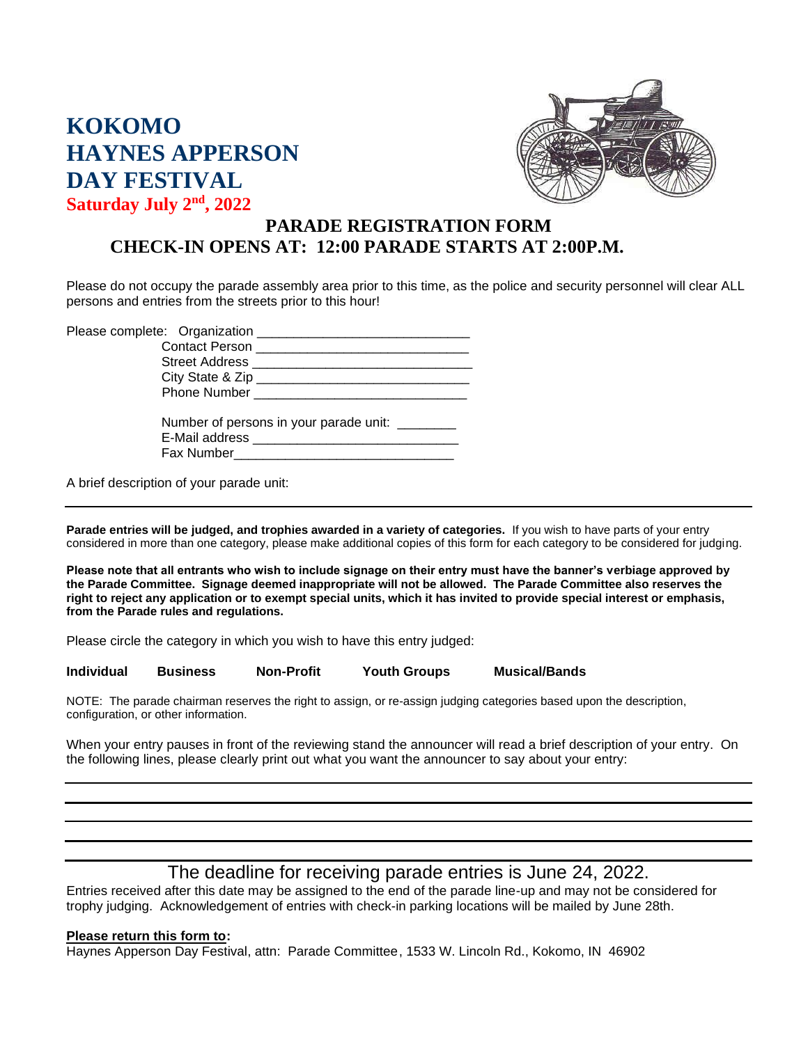# KOKOMO HAYNES APPERSON DAY FESTIVAL

**Saturday July 2nd, 2022**

## PARADE REGISTRATION FORM

## CHECK-IN OPENS AT: 12:00 PARADE STARTS AT 2:00P.M.

Please do not occupy the parade assembly area prior to this time, as the police and security personnel will clear ALL persons and entries from the streets prior to this hour!

Please complete: Organization ____________________________

Contact Person ____________________________

Street Address ____________________________

City State & Zip ____________________________

Phone Number ____________________________

Number of persons in your parade unit: ________

E-Mail address ____________________________

Fax Number____________________________

A brief description of your parade unit:

______________________________________________________________________

**Parade entries will be judged, and trophies awarded in a variety of categories.** If you wish to have parts of your entry considered in more than one category, please make additional copies of this form for each category to be considered for judging.

**Please note that all entrants who wish to include signage on their entry must have the banner's verbiage approved by the Parade Committee. Signage deemed inappropriate will not be allowed. The Parade Committee also reserves the right to reject any application or to exempt special units, which it has invited to provide special interest or emphasis, from the Parade rules and regulations.**

Please circle the category in which you wish to have this entry judged:

**Individual** **Business** **Non-Profit** **Youth Groups** **Musical/Bands**

NOTE: The parade chairman reserves the right to assign, or re-assign judging categories based upon the description, configuration, or other information.

When your entry pauses in front of the reviewing stand the announcer will read a brief description of your entry. On the following lines, please clearly print out what you want the announcer to say about your entry:

______________________________________________________________________

______________________________________________________________________

______________________________________________________________________

______________________________________________________________________

______________________________________________________________________

The deadline for receiving parade entries is June 24, 2022.

Entries received after this date may be assigned to the end of the parade line-up and may not be considered for trophy judging. Acknowledgement of entries with check-in parking locations will be mailed by June 28th.

**Please return this form to:**

Haynes Apperson Day Festival, attn: Parade Committee, 1533 W. Lincoln Rd., Kokomo, IN 46902